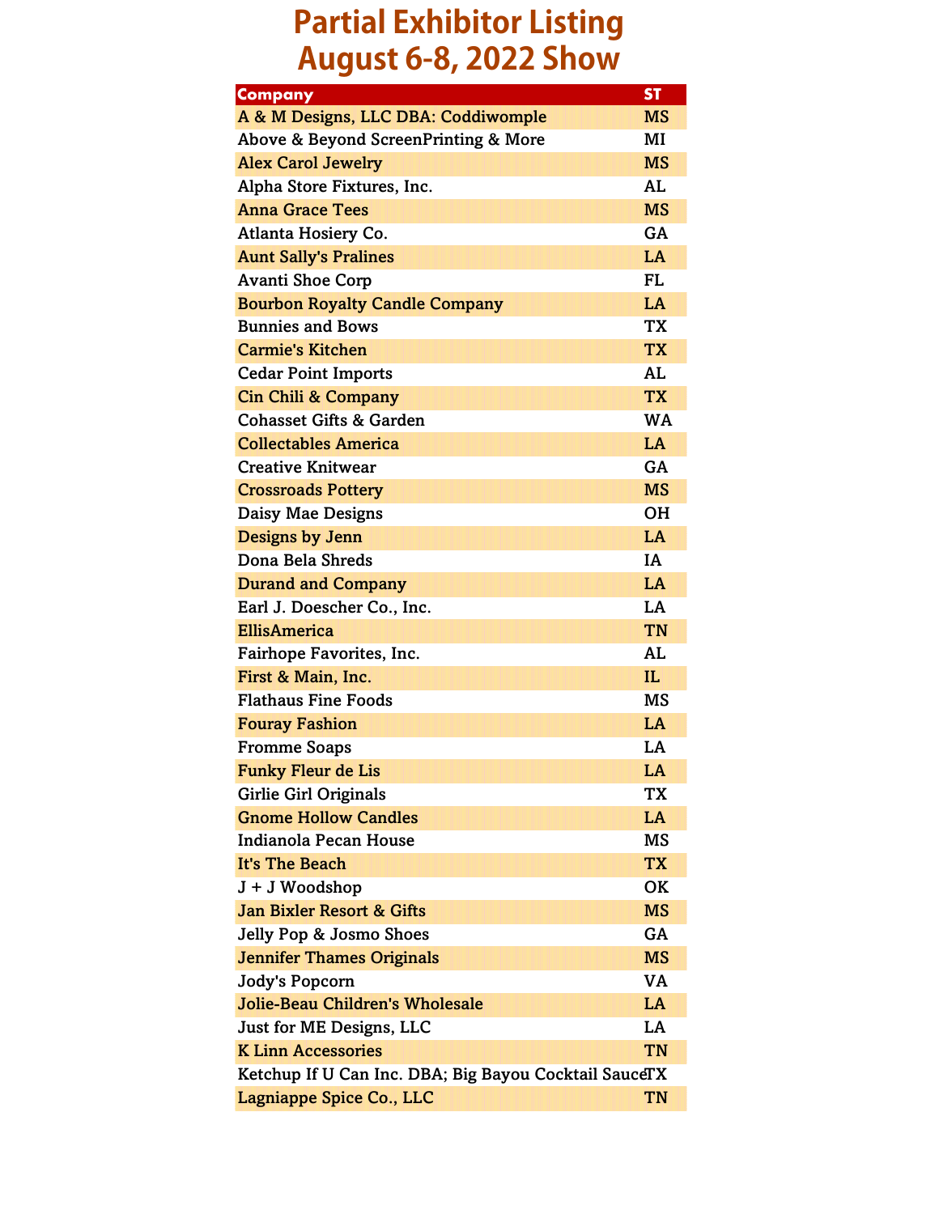# Partial Exhibitor Listing
# August 6-8, 2022 Show

| Company | ST |
|---|---|
| A & M Designs, LLC DBA: Coddiwomple | MS |
| Above & Beyond ScreenPrinting & More | MI |
| Alex Carol Jewelry | MS |
| Alpha Store Fixtures, Inc. | AL |
| Anna Grace Tees | MS |
| Atlanta Hosiery Co. | GA |
| Aunt Sally's Pralines | LA |
| Avanti Shoe Corp | FL |
| Bourbon Royalty Candle Company | LA |
| Bunnies and Bows | TX |
| Carmie's Kitchen | TX |
| Cedar Point Imports | AL |
| Cin Chili & Company | TX |
| Cohasset Gifts & Garden | WA |
| Collectables America | LA |
| Creative Knitwear | GA |
| Crossroads Pottery | MS |
| Daisy Mae Designs | OH |
| Designs by Jenn | LA |
| Dona Bela Shreds | IA |
| Durand and Company | LA |
| Earl J. Doescher Co., Inc. | LA |
| EllisAmerica | TN |
| Fairhope Favorites, Inc. | AL |
| First & Main, Inc. | IL |
| Flathaus Fine Foods | MS |
| Fouray Fashion | LA |
| Fromme Soaps | LA |
| Funky Fleur de Lis | LA |
| Girlie Girl Originals | TX |
| Gnome Hollow Candles | LA |
| Indianola Pecan House | MS |
| It's The Beach | TX |
| J + J Woodshop | OK |
| Jan Bixler Resort & Gifts | MS |
| Jelly Pop & Josmo Shoes | GA |
| Jennifer Thames Originals | MS |
| Jody's Popcorn | VA |
| Jolie-Beau Children's Wholesale | LA |
| Just for ME Designs, LLC | LA |
| K Linn Accessories | TN |
| Ketchup If U Can Inc. DBA; Big Bayou Cocktail Sauce | TX |
| Lagniappe Spice Co., LLC | TN |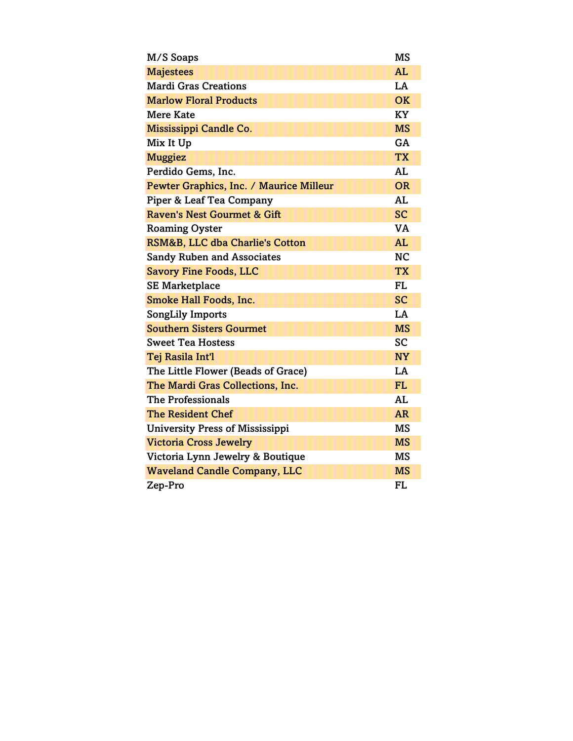| | |
|---|---|
| M/S Soaps | MS |
| Majestees | AL |
| Mardi Gras Creations | LA |
| Marlow Floral Products | OK |
| Mere Kate | KY |
| Mississippi Candle Co. | MS |
| Mix It Up | GA |
| Muggiez | TX |
| Perdido Gems, Inc. | AL |
| Pewter Graphics, Inc. / Maurice Milleur | OR |
| Piper & Leaf Tea Company | AL |
| Raven's Nest Gourmet & Gift | SC |
| Roaming Oyster | VA |
| RSM&B, LLC dba Charlie's Cotton | AL |
| Sandy Ruben and Associates | NC |
| Savory Fine Foods, LLC | TX |
| SE Marketplace | FL |
| Smoke Hall Foods, Inc. | SC |
| SongLily Imports | LA |
| Southern Sisters Gourmet | MS |
| Sweet Tea Hostess | SC |
| Tej Rasila Int'l | NY |
| The Little Flower (Beads of Grace) | LA |
| The Mardi Gras Collections, Inc. | FL |
| The Professionals | AL |
| The Resident Chef | AR |
| University Press of Mississippi | MS |
| Victoria Cross Jewelry | MS |
| Victoria Lynn Jewelry & Boutique | MS |
| Waveland Candle Company, LLC | MS |
| Zep-Pro | FL |